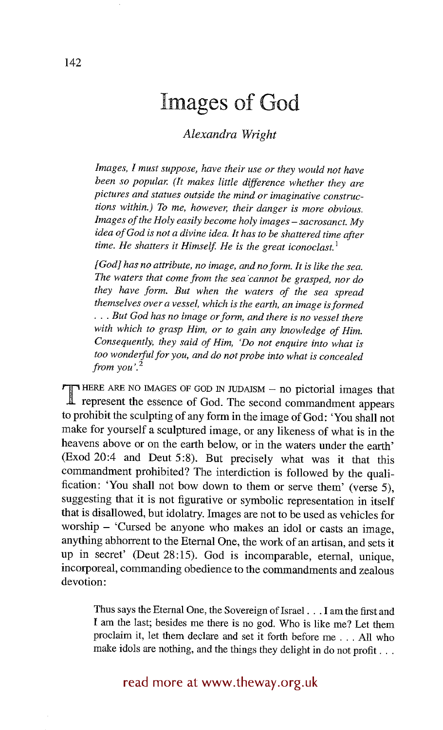# Images of God

*Alexandra Wright*

> *Images, I must suppose, have their use or they would not have been so popular. (It makes little difference whether they are pictures and statues outside the mind or imaginative constructions within.) To me, however, their danger is more obvious. Images of the Holy easily become holy images – sacrosanct. My idea of God is not a divine idea. It has to be shattered time after time. He shatters it Himself. He is the great iconoclast.*[1]

> *[God] has no attribute, no image, and no form. It is like the sea. The waters that come from the sea cannot be grasped, nor do they have form. But when the waters of the sea spread themselves over a vessel, which is the earth, an image is formed . . . But God has no image or form, and there is no vessel there with which to grasp Him, or to gain any knowledge of Him. Consequently, they said of Him, 'Do not enquire into what is too wonderful for you, and do not probe into what is concealed from you'.*[2]

THERE ARE NO IMAGES OF GOD IN JUDAISM – no pictorial images that represent the essence of God. The second commandment appears to prohibit the sculpting of any form in the image of God: 'You shall not make for yourself a sculptured image, or any likeness of what is in the heavens above or on the earth below, or in the waters under the earth' (Exod 20:4 and Deut 5:8). But precisely what was it that this commandment prohibited? The interdiction is followed by the qualification: 'You shall not bow down to them or serve them' (verse 5), suggesting that it is not figurative or symbolic representation in itself that is disallowed, but idolatry. Images are not to be used as vehicles for worship – 'Cursed be anyone who makes an idol or casts an image, anything abhorrent to the Eternal One, the work of an artisan, and sets it up in secret' (Deut 28:15). God is incomparable, eternal, unique, incorporeal, commanding obedience to the commandments and zealous devotion:

> Thus says the Eternal One, the Sovereign of Israel . . . I am the first and I am the last; besides me there is no god. Who is like me? Let them proclaim it, let them declare and set it forth before me . . . All who make idols are nothing, and the things they delight in do not profit . . .

read more at www.theway.org.uk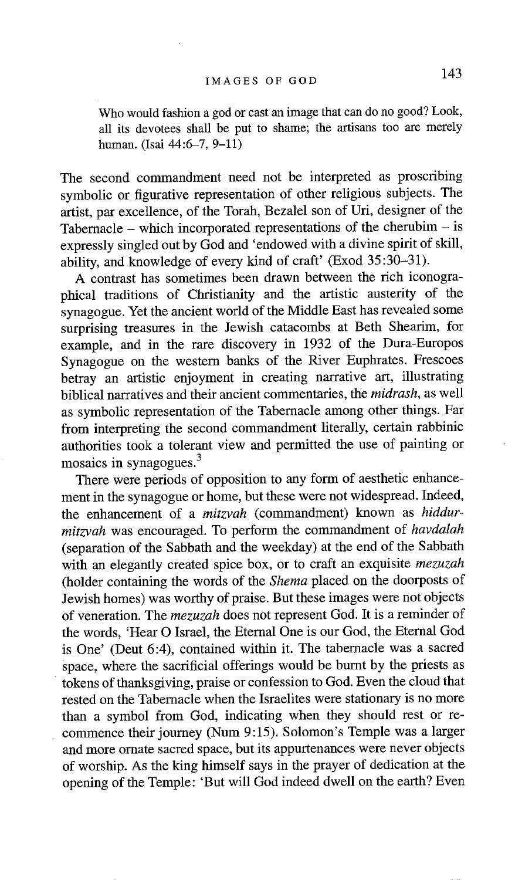Who would fashion a god or cast an image that can do no good? Look, all its devotees shall be put to shame; the artisans too are merely human. (Isai 44:6–7, 9–11)

The second commandment need not be interpreted as proscribing symbolic or figurative representation of other religious subjects. The artist, par excellence, of the Torah, Bezalel son of Uri, designer of the Tabernacle – which incorporated representations of the cherubim – is expressly singled out by God and 'endowed with a divine spirit of skill, ability, and knowledge of every kind of craft' (Exod 35:30–31).

A contrast has sometimes been drawn between the rich iconographical traditions of Christianity and the artistic austerity of the synagogue. Yet the ancient world of the Middle East has revealed some surprising treasures in the Jewish catacombs at Beth Shearim, for example, and in the rare discovery in 1932 of the Dura-Europos Synagogue on the western banks of the River Euphrates. Frescoes betray an artistic enjoyment in creating narrative art, illustrating biblical narratives and their ancient commentaries, the *midrash*, as well as symbolic representation of the Tabernacle among other things. Far from interpreting the second commandment literally, certain rabbinic authorities took a tolerant view and permitted the use of painting or mosaics in synagogues.[3]

There were periods of opposition to any form of aesthetic enhancement in the synagogue or home, but these were not widespread. Indeed, the enhancement of a *mitzvah* (commandment) known as *hiddur-mitzvah* was encouraged. To perform the commandment of *havdalah* (separation of the Sabbath and the weekday) at the end of the Sabbath with an elegantly created spice box, or to craft an exquisite *mezuzah* (holder containing the words of the *Shema* placed on the doorposts of Jewish homes) was worthy of praise. But these images were not objects of veneration. The *mezuzah* does not represent God. It is a reminder of the words, 'Hear O Israel, the Eternal One is our God, the Eternal God is One' (Deut 6:4), contained within it. The tabernacle was a sacred space, where the sacrificial offerings would be burnt by the priests as tokens of thanksgiving, praise or confession to God. Even the cloud that rested on the Tabernacle when the Israelites were stationary is no more than a symbol from God, indicating when they should rest or recommence their journey (Num 9:15). Solomon's Temple was a larger and more ornate sacred space, but its appurtenances were never objects of worship. As the king himself says in the prayer of dedication at the opening of the Temple: 'But will God indeed dwell on the earth? Even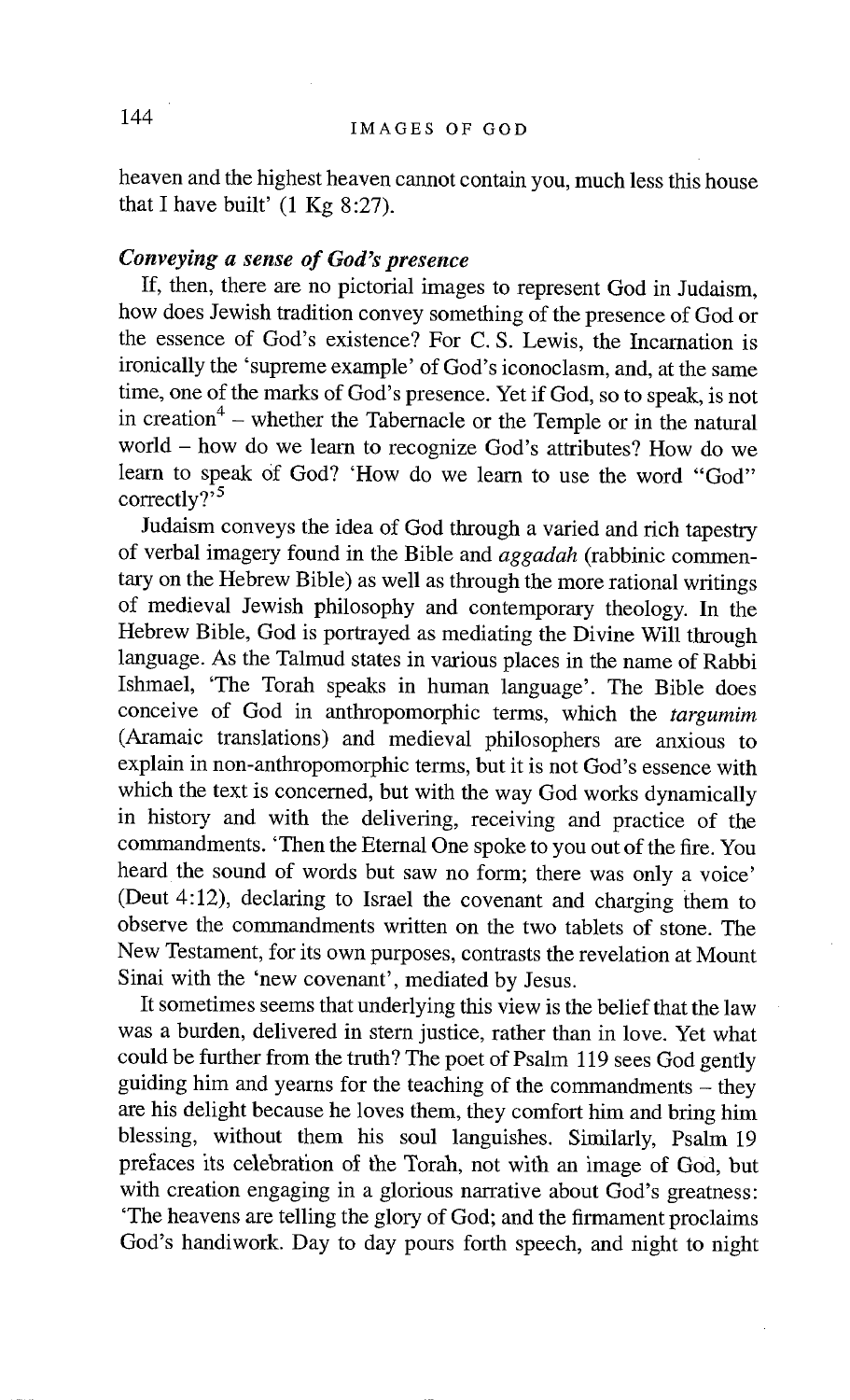heaven and the highest heaven cannot contain you, much less this house that I have built' (1 Kg 8:27).

### *Conveying a sense of God's presence*

If, then, there are no pictorial images to represent God in Judaism, how does Jewish tradition convey something of the presence of God or the essence of God's existence? For C. S. Lewis, the Incarnation is ironically the 'supreme example' of God's iconoclasm, and, at the same time, one of the marks of God's presence. Yet if God, so to speak, is not in creation[4] – whether the Tabernacle or the Temple or in the natural world – how do we learn to recognize God's attributes? How do we learn to speak of God? 'How do we learn to use the word "God" correctly?'[5]

Judaism conveys the idea of God through a varied and rich tapestry of verbal imagery found in the Bible and *aggadah* (rabbinic commentary on the Hebrew Bible) as well as through the more rational writings of medieval Jewish philosophy and contemporary theology. In the Hebrew Bible, God is portrayed as mediating the Divine Will through language. As the Talmud states in various places in the name of Rabbi Ishmael, 'The Torah speaks in human language'. The Bible does conceive of God in anthropomorphic terms, which the *targumim* (Aramaic translations) and medieval philosophers are anxious to explain in non-anthropomorphic terms, but it is not God's essence with which the text is concerned, but with the way God works dynamically in history and with the delivering, receiving and practice of the commandments. 'Then the Eternal One spoke to you out of the fire. You heard the sound of words but saw no form; there was only a voice' (Deut 4:12), declaring to Israel the covenant and charging them to observe the commandments written on the two tablets of stone. The New Testament, for its own purposes, contrasts the revelation at Mount Sinai with the 'new covenant', mediated by Jesus.

It sometimes seems that underlying this view is the belief that the law was a burden, delivered in stern justice, rather than in love. Yet what could be further from the truth? The poet of Psalm 119 sees God gently guiding him and yearns for the teaching of the commandments – they are his delight because he loves them, they comfort him and bring him blessing, without them his soul languishes. Similarly, Psalm 19 prefaces its celebration of the Torah, not with an image of God, but with creation engaging in a glorious narrative about God's greatness: 'The heavens are telling the glory of God; and the firmament proclaims God's handiwork. Day to day pours forth speech, and night to night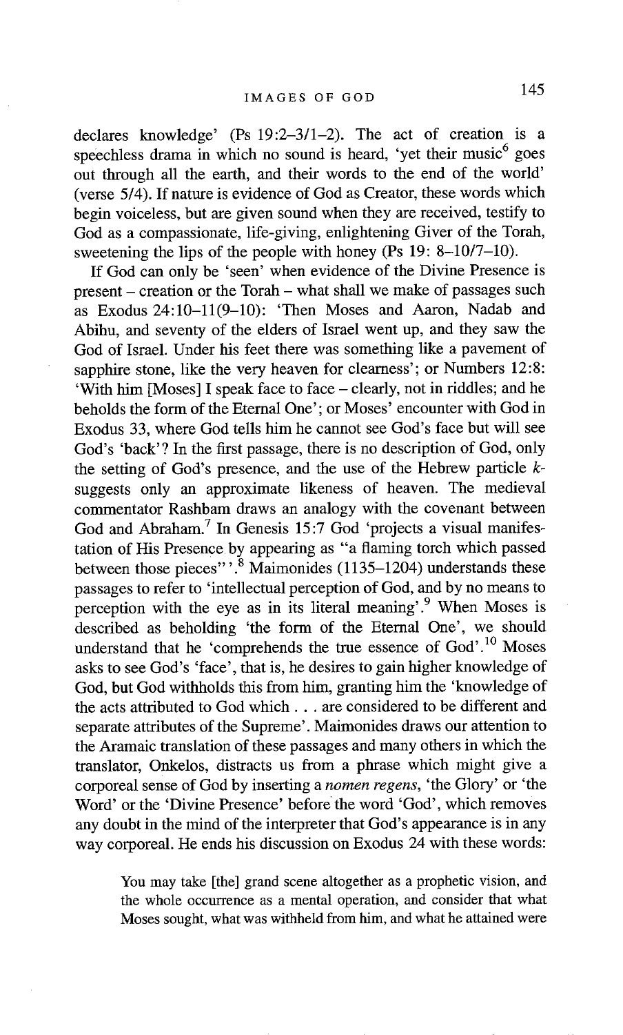declares knowledge' (Ps 19:2–3/1–2). The act of creation is a speechless drama in which no sound is heard, 'yet their music[6] goes out through all the earth, and their words to the end of the world' (verse 5/4). If nature is evidence of God as Creator, these words which begin voiceless, but are given sound when they are received, testify to God as a compassionate, life-giving, enlightening Giver of the Torah, sweetening the lips of the people with honey (Ps 19: 8–10/7–10).

If God can only be 'seen' when evidence of the Divine Presence is present – creation or the Torah – what shall we make of passages such as Exodus 24:10–11(9–10): 'Then Moses and Aaron, Nadab and Abihu, and seventy of the elders of Israel went up, and they saw the God of Israel. Under his feet there was something like a pavement of sapphire stone, like the very heaven for clearness'; or Numbers 12:8: 'With him [Moses] I speak face to face – clearly, not in riddles; and he beholds the form of the Eternal One'; or Moses' encounter with God in Exodus 33, where God tells him he cannot see God's face but will see God's 'back'? In the first passage, there is no description of God, only the setting of God's presence, and the use of the Hebrew particle *k*- suggests only an approximate likeness of heaven. The medieval commentator Rashbam draws an analogy with the covenant between God and Abraham.[7] In Genesis 15:7 God 'projects a visual manifestation of His Presence by appearing as "a flaming torch which passed between those pieces"'.[8] Maimonides (1135–1204) understands these passages to refer to 'intellectual perception of God, and by no means to perception with the eye as in its literal meaning'.[9] When Moses is described as beholding 'the form of the Eternal One', we should understand that he 'comprehends the true essence of God'.[10] Moses asks to see God's 'face', that is, he desires to gain higher knowledge of God, but God withholds this from him, granting him the 'knowledge of the acts attributed to God which . . . are considered to be different and separate attributes of the Supreme'. Maimonides draws our attention to the Aramaic translation of these passages and many others in which the translator, Onkelos, distracts us from a phrase which might give a corporeal sense of God by inserting a *nomen regens*, 'the Glory' or 'the Word' or the 'Divine Presence' before the word 'God', which removes any doubt in the mind of the interpreter that God's appearance is in any way corporeal. He ends his discussion on Exodus 24 with these words:

> You may take [the] grand scene altogether as a prophetic vision, and the whole occurrence as a mental operation, and consider that what Moses sought, what was withheld from him, and what he attained were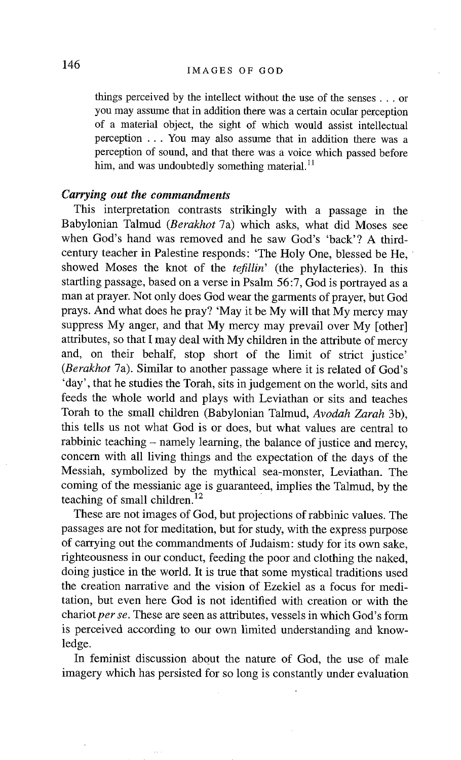things perceived by the intellect without the use of the senses . . . or you may assume that in addition there was a certain ocular perception of a material object, the sight of which would assist intellectual perception . . . You may also assume that in addition there was a perception of sound, and that there was a voice which passed before him, and was undoubtedly something material.[11]

### *Carrying out the commandments*

This interpretation contrasts strikingly with a passage in the Babylonian Talmud (*Berakhot* 7a) which asks, what did Moses see when God's hand was removed and he saw God's 'back'? A third-century teacher in Palestine responds: 'The Holy One, blessed be He, showed Moses the knot of the *tefillin*' (the phylacteries). In this startling passage, based on a verse in Psalm 56:7, God is portrayed as a man at prayer. Not only does God wear the garments of prayer, but God prays. And what does he pray? 'May it be My will that My mercy may suppress My anger, and that My mercy may prevail over My [other] attributes, so that I may deal with My children in the attribute of mercy and, on their behalf, stop short of the limit of strict justice' (*Berakhot* 7a). Similar to another passage where it is related of God's 'day', that he studies the Torah, sits in judgement on the world, sits and feeds the whole world and plays with Leviathan or sits and teaches Torah to the small children (Babylonian Talmud, *Avodah Zarah* 3b), this tells us not what God is or does, but what values are central to rabbinic teaching – namely learning, the balance of justice and mercy, concern with all living things and the expectation of the days of the Messiah, symbolized by the mythical sea-monster, Leviathan. The coming of the messianic age is guaranteed, implies the Talmud, by the teaching of small children.[12]

These are not images of God, but projections of rabbinic values. The passages are not for meditation, but for study, with the express purpose of carrying out the commandments of Judaism: study for its own sake, righteousness in our conduct, feeding the poor and clothing the naked, doing justice in the world. It is true that some mystical traditions used the creation narrative and the vision of Ezekiel as a focus for meditation, but even here God is not identified with creation or with the chariot *per se*. These are seen as attributes, vessels in which God's form is perceived according to our own limited understanding and knowledge.

In feminist discussion about the nature of God, the use of male imagery which has persisted for so long is constantly under evaluation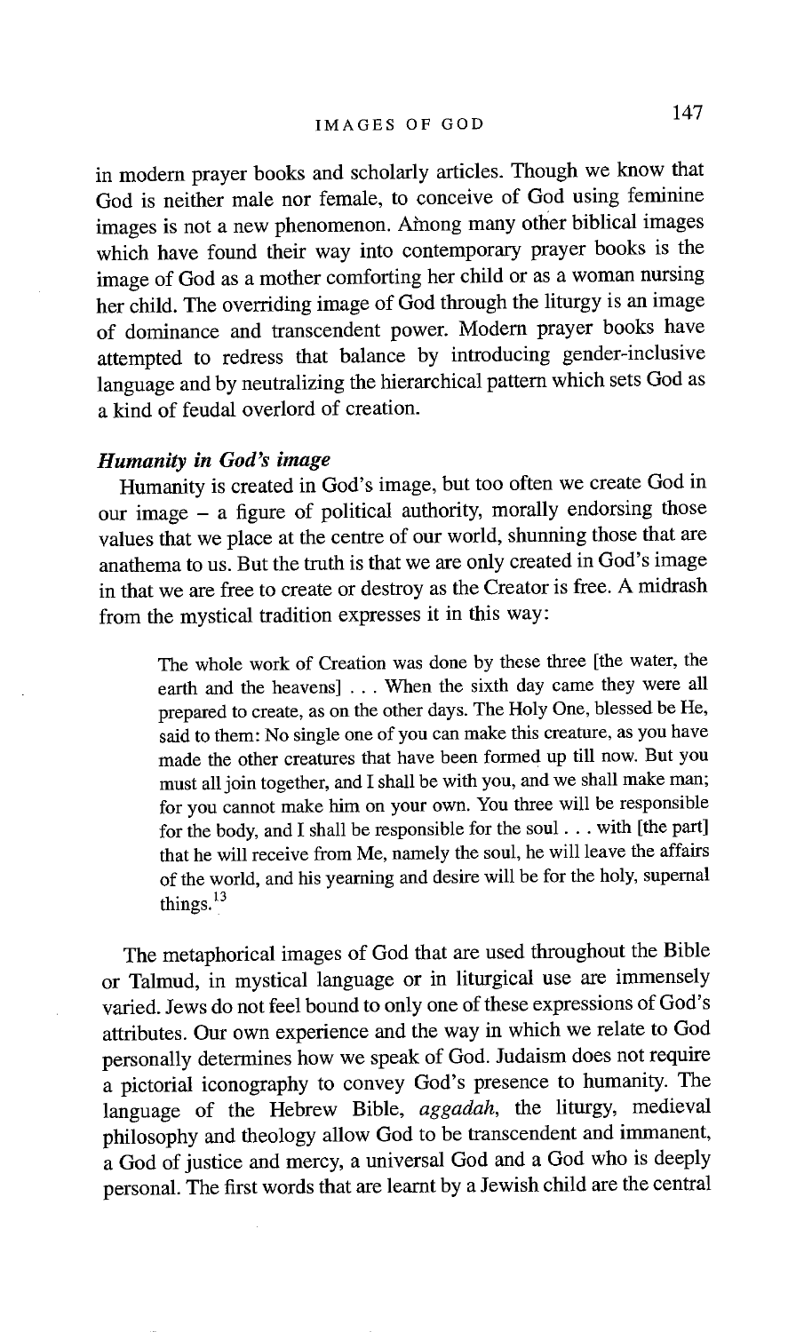in modern prayer books and scholarly articles. Though we know that God is neither male nor female, to conceive of God using feminine images is not a new phenomenon. Among many other biblical images which have found their way into contemporary prayer books is the image of God as a mother comforting her child or as a woman nursing her child. The overriding image of God through the liturgy is an image of dominance and transcendent power. Modern prayer books have attempted to redress that balance by introducing gender-inclusive language and by neutralizing the hierarchical pattern which sets God as a kind of feudal overlord of creation.

### *Humanity in God's image*

Humanity is created in God's image, but too often we create God in our image – a figure of political authority, morally endorsing those values that we place at the centre of our world, shunning those that are anathema to us. But the truth is that we are only created in God's image in that we are free to create or destroy as the Creator is free. A midrash from the mystical tradition expresses it in this way:

> The whole work of Creation was done by these three [the water, the earth and the heavens] . . . When the sixth day came they were all prepared to create, as on the other days. The Holy One, blessed be He, said to them: No single one of you can make this creature, as you have made the other creatures that have been formed up till now. But you must all join together, and I shall be with you, and we shall make man; for you cannot make him on your own. You three will be responsible for the body, and I shall be responsible for the soul . . . with [the part] that he will receive from Me, namely the soul, he will leave the affairs of the world, and his yearning and desire will be for the holy, supernal things.[13]

The metaphorical images of God that are used throughout the Bible or Talmud, in mystical language or in liturgical use are immensely varied. Jews do not feel bound to only one of these expressions of God's attributes. Our own experience and the way in which we relate to God personally determines how we speak of God. Judaism does not require a pictorial iconography to convey God's presence to humanity. The language of the Hebrew Bible, *aggadah*, the liturgy, medieval philosophy and theology allow God to be transcendent and immanent, a God of justice and mercy, a universal God and a God who is deeply personal. The first words that are learnt by a Jewish child are the central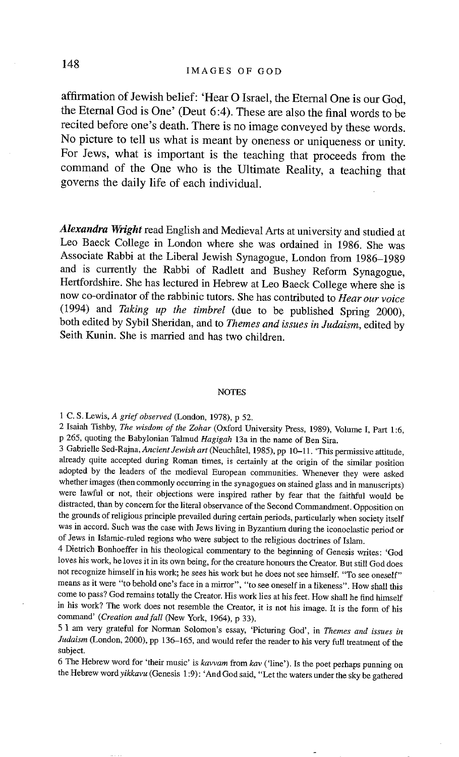affirmation of Jewish belief: 'Hear O Israel, the Eternal One is our God, the Eternal God is One' (Deut 6:4). These are also the final words to be recited before one's death. There is no image conveyed by these words. No picture to tell us what is meant by oneness or uniqueness or unity. For Jews, what is important is the teaching that proceeds from the command of the One who is the Ultimate Reality, a teaching that governs the daily life of each individual.

***Alexandra Wright*** read English and Medieval Arts at university and studied at Leo Baeck College in London where she was ordained in 1986. She was Associate Rabbi at the Liberal Jewish Synagogue, London from 1986–1989 and is currently the Rabbi of Radlett and Bushey Reform Synagogue, Hertfordshire. She has lectured in Hebrew at Leo Baeck College where she is now co-ordinator of the rabbinic tutors. She has contributed to *Hear our voice* (1994) and *Taking up the timbrel* (due to be published Spring 2000), both edited by Sybil Sheridan, and to *Themes and issues in Judaism*, edited by Seith Kunin. She is married and has two children.

## NOTES

1 C. S. Lewis, *A grief observed* (London, 1978), p 52.

2 Isaiah Tishby, *The wisdom of the Zohar* (Oxford University Press, 1989), Volume I, Part 1:6, p 265, quoting the Babylonian Talmud *Hagigah* 13a in the name of Ben Sira.

3 Gabrielle Sed-Rajna, *Ancient Jewish art* (Neuchâtel, 1985), pp 10–11. 'This permissive attitude, already quite accepted during Roman times, is certainly at the origin of the similar position adopted by the leaders of the medieval European communities. Whenever they were asked whether images (then commonly occurring in the synagogues on stained glass and in manuscripts) were lawful or not, their objections were inspired rather by fear that the faithful would be distracted, than by concern for the literal observance of the Second Commandment. Opposition on the grounds of religious principle prevailed during certain periods, particularly when society itself was in accord. Such was the case with Jews living in Byzantium during the iconoclastic period or of Jews in Islamic-ruled regions who were subject to the religious doctrines of Islam.

4 Dietrich Bonhoeffer in his theological commentary to the beginning of Genesis writes: 'God loves his work, he loves it in its own being, for the creature honours the Creator. But still God does not recognize himself in his work; he sees his work but he does not see himself. "To see oneself" means as it were "to behold one's face in a mirror", "to see oneself in a likeness". How shall this come to pass? God remains totally the Creator. His work lies at his feet. How shall he find himself in his work? The work does not resemble the Creator, it is not his image. It is the form of his command' (*Creation and fall* (New York, 1964), p 33).

5 I am very grateful for Norman Solomon's essay, 'Picturing God', in *Themes and issues in Judaism* (London, 2000), pp 136–165, and would refer the reader to his very full treatment of the subject.

6 The Hebrew word for 'their music' is *kavvam* from *kav* ('line'). Is the poet perhaps punning on the Hebrew word *yikkavu* (Genesis 1:9): 'And God said, "Let the waters under the sky be gathered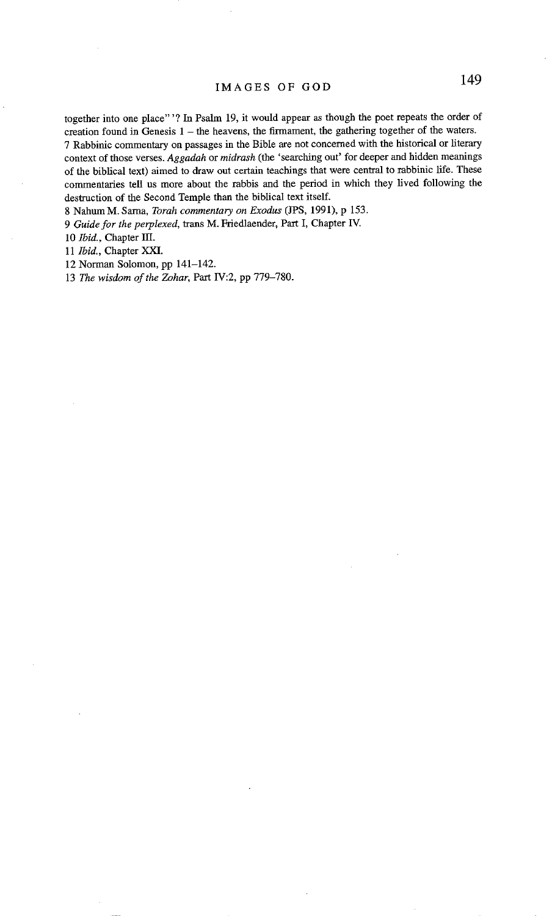together into one place" '? In Psalm 19, it would appear as though the poet repeats the order of creation found in Genesis 1 – the heavens, the firmament, the gathering together of the waters.

7 Rabbinic commentary on passages in the Bible are not concerned with the historical or literary context of those verses. *Aggadah* or *midrash* (the 'searching out' for deeper and hidden meanings of the biblical text) aimed to draw out certain teachings that were central to rabbinic life. These commentaries tell us more about the rabbis and the period in which they lived following the destruction of the Second Temple than the biblical text itself.

8 Nahum M. Sarna, *Torah commentary on Exodus* (JPS, 1991), p 153.

9 *Guide for the perplexed*, trans M. Friedlaender, Part I, Chapter IV.

10 *Ibid.*, Chapter III.

11 *Ibid.*, Chapter XXI.

12 Norman Solomon, pp 141–142.

13 *The wisdom of the Zohar*, Part IV:2, pp 779–780.